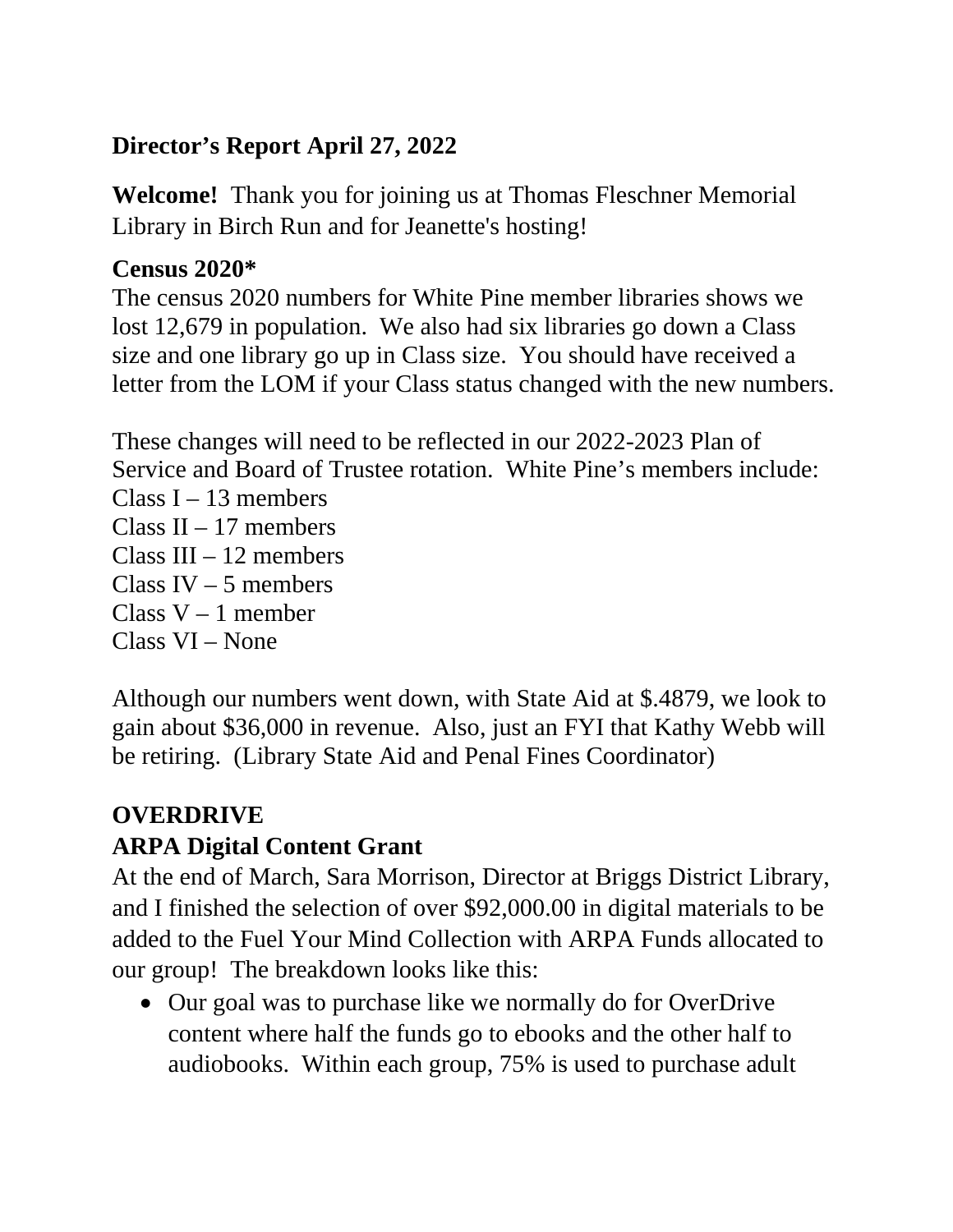**Director's Report April 27, 2022**

**Welcome!** Thank you for joining us at Thomas Fleschner Memorial Library in Birch Run and for Jeanette's hosting!

**Census 2020***

The census 2020 numbers for White Pine member libraries shows we lost 12,679 in population. We also had six libraries go down a Class size and one library go up in Class size. You should have received a letter from the LOM if your Class status changed with the new numbers.

These changes will need to be reflected in our 2022-2023 Plan of Service and Board of Trustee rotation. White Pine's members include:
Class I – 13 members
Class II – 17 members
Class III – 12 members
Class IV – 5 members
Class V – 1 member
Class VI – None

Although our numbers went down, with State Aid at $.4879, we look to gain about $36,000 in revenue. Also, just an FYI that Kathy Webb will be retiring. (Library State Aid and Penal Fines Coordinator)

**OVERDRIVE**

**ARPA Digital Content Grant**

At the end of March, Sara Morrison, Director at Briggs District Library, and I finished the selection of over $92,000.00 in digital materials to be added to the Fuel Your Mind Collection with ARPA Funds allocated to our group! The breakdown looks like this:

- Our goal was to purchase like we normally do for OverDrive content where half the funds go to ebooks and the other half to audiobooks. Within each group, 75% is used to purchase adult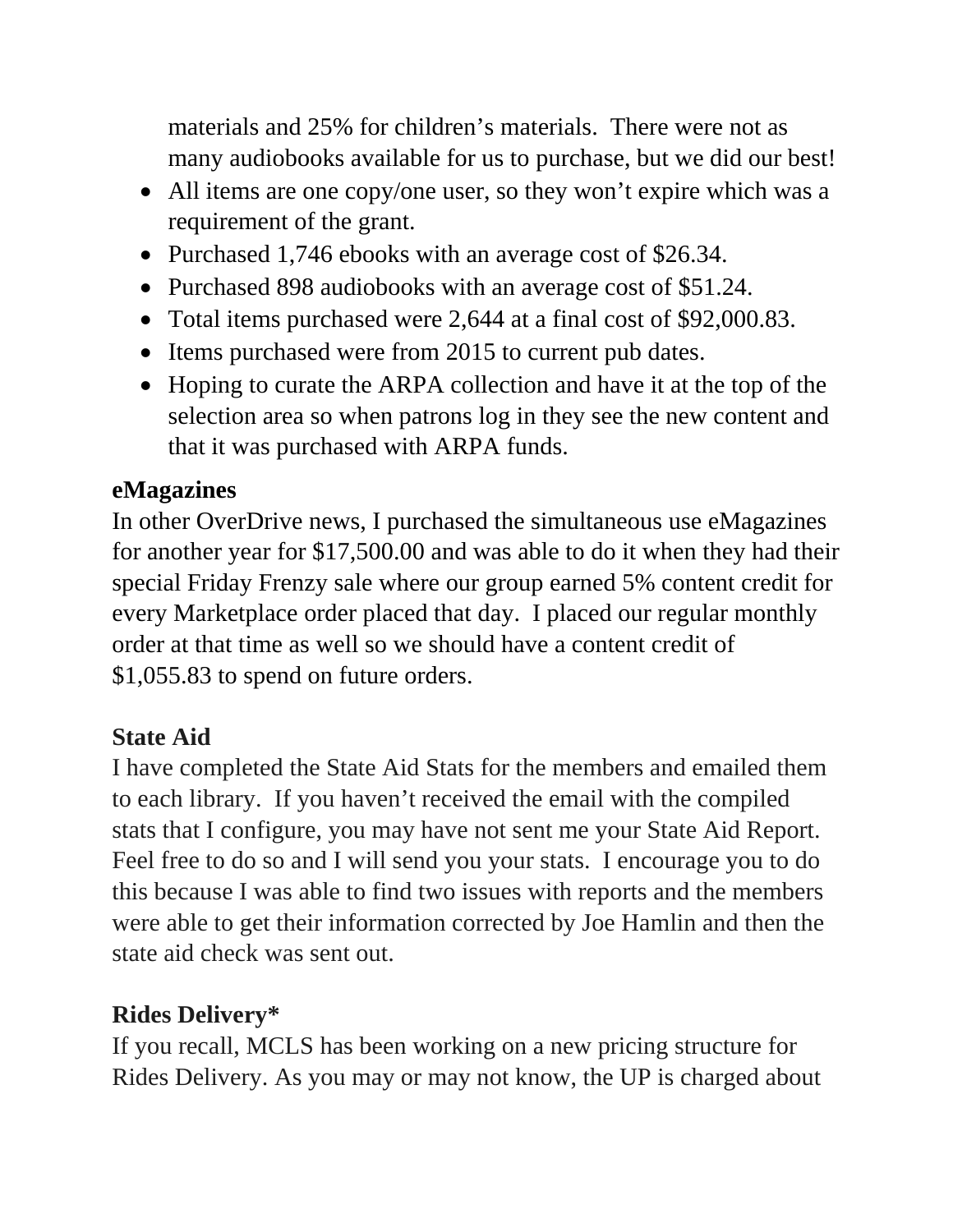materials and 25% for children's materials. There were not as many audiobooks available for us to purchase, but we did our best!

- All items are one copy/one user, so they won't expire which was a requirement of the grant.
- Purchased 1,746 ebooks with an average cost of $26.34.
- Purchased 898 audiobooks with an average cost of $51.24.
- Total items purchased were 2,644 at a final cost of $92,000.83.
- Items purchased were from 2015 to current pub dates.
- Hoping to curate the ARPA collection and have it at the top of the selection area so when patrons log in they see the new content and that it was purchased with ARPA funds.

**eMagazines**

In other OverDrive news, I purchased the simultaneous use eMagazines for another year for $17,500.00 and was able to do it when they had their special Friday Frenzy sale where our group earned 5% content credit for every Marketplace order placed that day. I placed our regular monthly order at that time as well so we should have a content credit of $1,055.83 to spend on future orders.

**State Aid**

I have completed the State Aid Stats for the members and emailed them to each library. If you haven't received the email with the compiled stats that I configure, you may have not sent me your State Aid Report. Feel free to do so and I will send you your stats. I encourage you to do this because I was able to find two issues with reports and the members were able to get their information corrected by Joe Hamlin and then the state aid check was sent out.

**Rides Delivery***

If you recall, MCLS has been working on a new pricing structure for Rides Delivery. As you may or may not know, the UP is charged about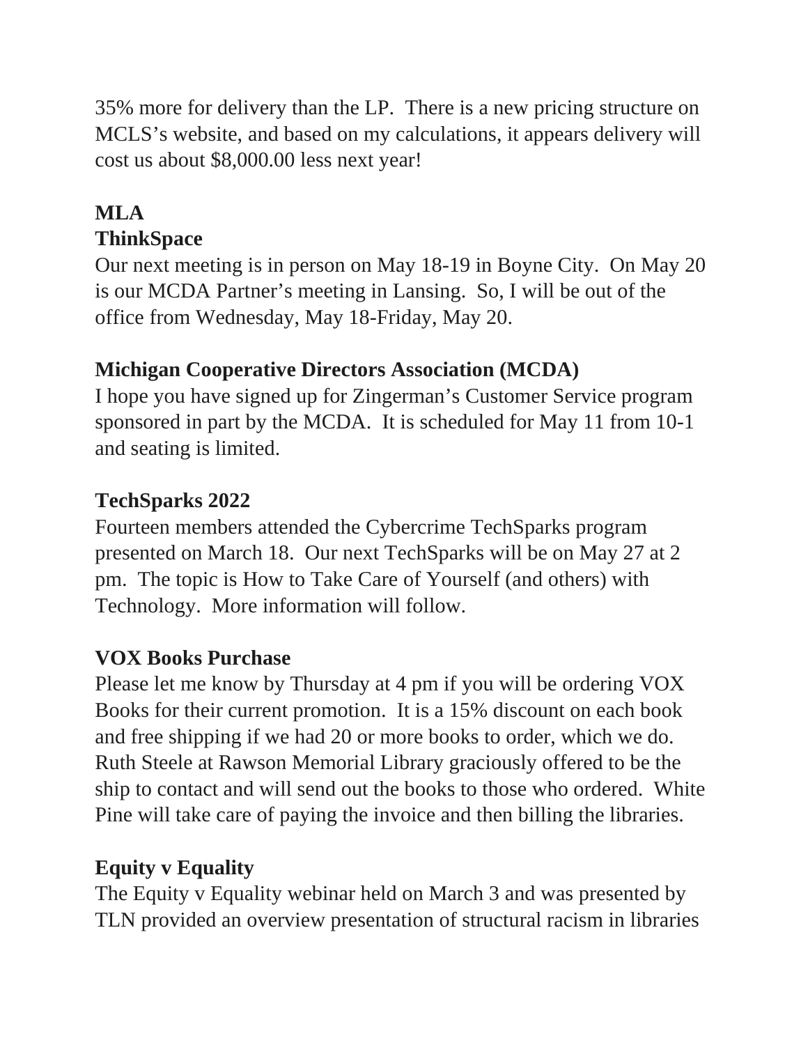35% more for delivery than the LP.  There is a new pricing structure on MCLS's website, and based on my calculations, it appears delivery will cost us about $8,000.00 less next year!

**MLA**

**ThinkSpace**

Our next meeting is in person on May 18-19 in Boyne City.  On May 20 is our MCDA Partner's meeting in Lansing.  So, I will be out of the office from Wednesday, May 18-Friday, May 20.

**Michigan Cooperative Directors Association (MCDA)**

I hope you have signed up for Zingerman's Customer Service program sponsored in part by the MCDA.  It is scheduled for May 11 from 10-1 and seating is limited.

**TechSparks 2022**

Fourteen members attended the Cybercrime TechSparks program presented on March 18.  Our next TechSparks will be on May 27 at 2 pm.  The topic is How to Take Care of Yourself (and others) with Technology.  More information will follow.

**VOX Books Purchase**

Please let me know by Thursday at 4 pm if you will be ordering VOX Books for their current promotion.  It is a 15% discount on each book and free shipping if we had 20 or more books to order, which we do. Ruth Steele at Rawson Memorial Library graciously offered to be the ship to contact and will send out the books to those who ordered.  White Pine will take care of paying the invoice and then billing the libraries.

**Equity v Equality**

The Equity v Equality webinar held on March 3 and was presented by TLN provided an overview presentation of structural racism in libraries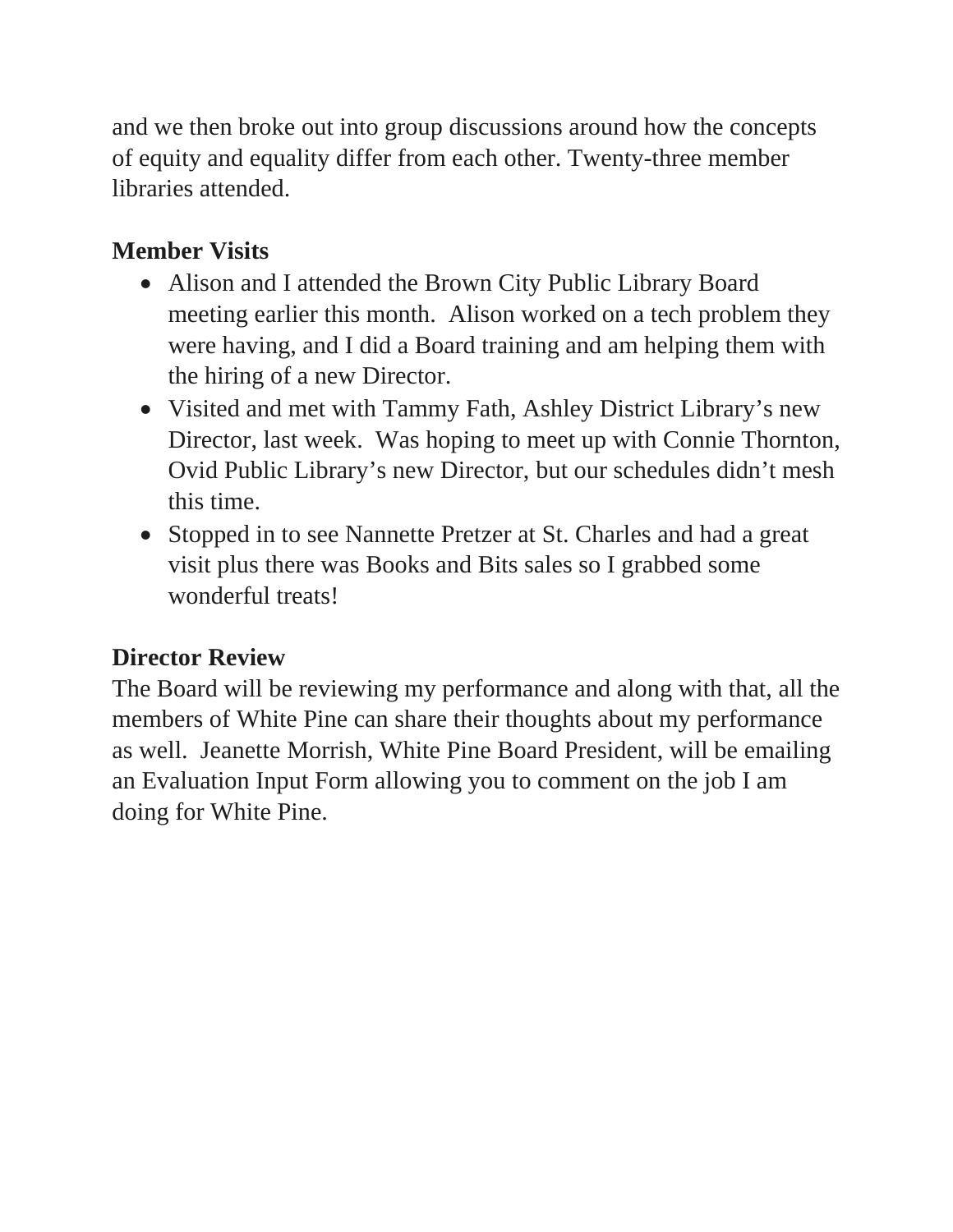and we then broke out into group discussions around how the concepts of equity and equality differ from each other. Twenty-three member libraries attended.

**Member Visits**

- Alison and I attended the Brown City Public Library Board meeting earlier this month. Alison worked on a tech problem they were having, and I did a Board training and am helping them with the hiring of a new Director.
- Visited and met with Tammy Fath, Ashley District Library's new Director, last week. Was hoping to meet up with Connie Thornton, Ovid Public Library's new Director, but our schedules didn't mesh this time.
- Stopped in to see Nannette Pretzer at St. Charles and had a great visit plus there was Books and Bits sales so I grabbed some wonderful treats!

**Director Review**

The Board will be reviewing my performance and along with that, all the members of White Pine can share their thoughts about my performance as well. Jeanette Morrish, White Pine Board President, will be emailing an Evaluation Input Form allowing you to comment on the job I am doing for White Pine.